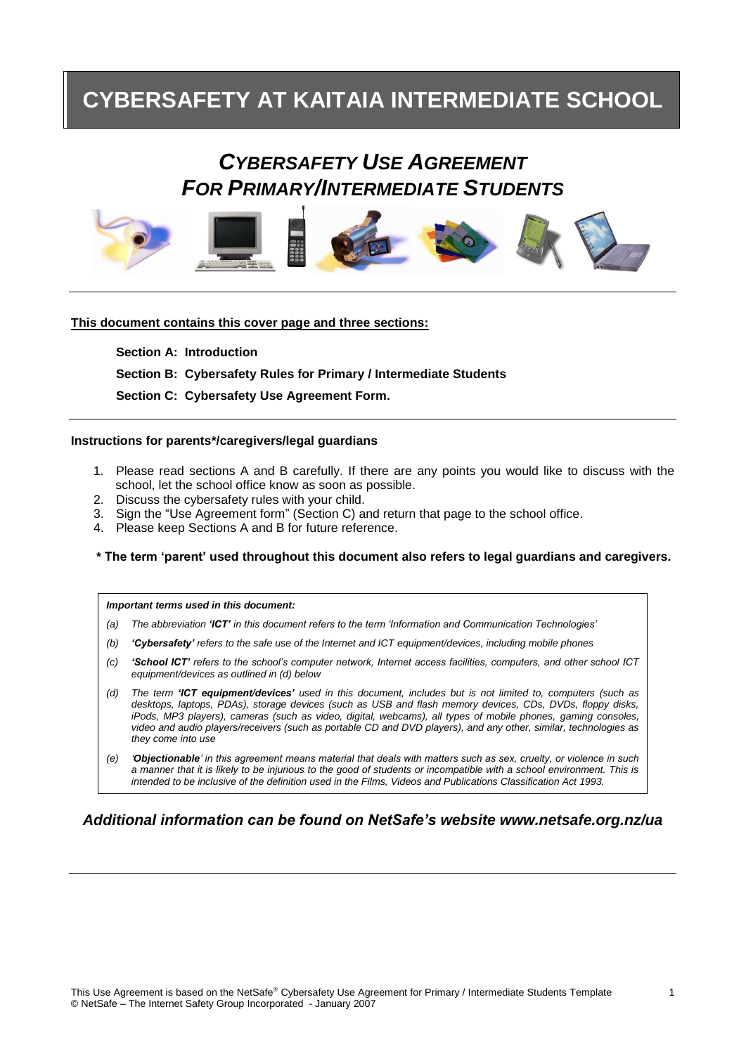# CYBERSAFETY AT KAITAIA INTERMEDIATE SCHOOL

## *CYBERSAFETY USE AGREEMENT FOR PRIMARY/INTERMEDIATE STUDENTS*

**This document contains this cover page and three sections:**

**Section A: Introduction**

**Section B: Cybersafety Rules for Primary / Intermediate Students**

**Section C: Cybersafety Use Agreement Form.**

**Instructions for parents*/caregivers/legal guardians**

1. Please read sections A and B carefully. If there are any points you would like to discuss with the school, let the school office know as soon as possible.
2. Discuss the cybersafety rules with your child.
3. Sign the "Use Agreement form" (Section C) and return that page to the school office.
4. Please keep Sections A and B for future reference.

**\* The term 'parent' used throughout this document also refers to legal guardians and caregivers.**

***Important terms used in this document:***

*(a) The abbreviation **'ICT'** in this document refers to the term 'Information and Communication Technologies'*

*(b) **'Cybersafety'** refers to the safe use of the Internet and ICT equipment/devices, including mobile phones*

*(c) **'School ICT'** refers to the school's computer network, Internet access facilities, computers, and other school ICT equipment/devices as outlined in (d) below*

*(d) The term **'ICT equipment/devices'** used in this document, includes but is not limited to, computers (such as desktops, laptops, PDAs), storage devices (such as USB and flash memory devices, CDs, DVDs, floppy disks, iPods, MP3 players), cameras (such as video, digital, webcams), all types of mobile phones, gaming consoles, video and audio players/receivers (such as portable CD and DVD players), and any other, similar, technologies as they come into use*

*(e) '**Objectionable**' in this agreement means material that deals with matters such as sex, cruelty, or violence in such a manner that it is likely to be injurious to the good of students or incompatible with a school environment. This is intended to be inclusive of the definition used in the Films, Videos and Publications Classification Act 1993.*

***Additional information can be found on NetSafe's website www.netsafe.org.nz/ua***

This Use Agreement is based on the NetSafe® Cybersafety Use Agreement for Primary / Intermediate Students Template
© NetSafe – The Internet Safety Group Incorporated - January 2007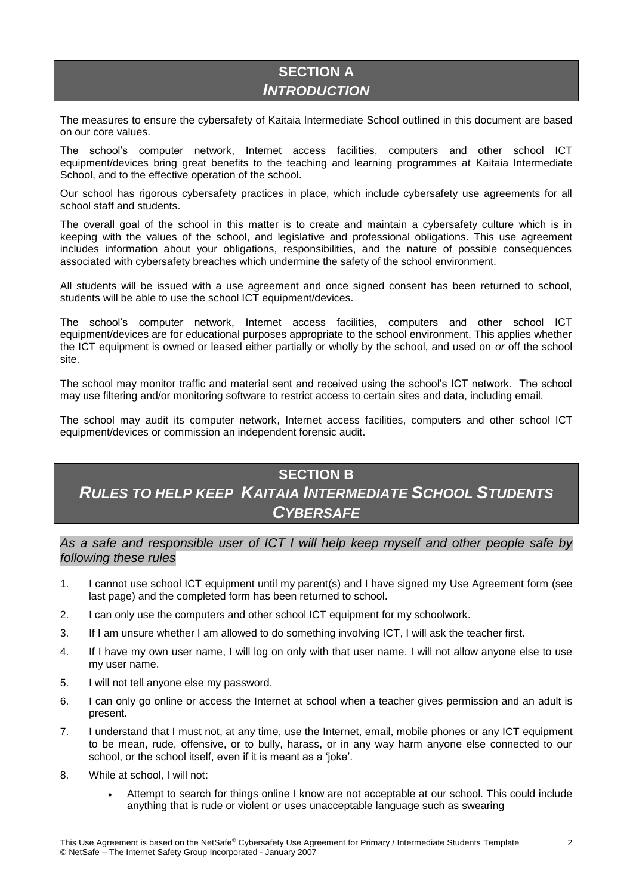## SECTION A
## *INTRODUCTION*

The measures to ensure the cybersafety of Kaitaia Intermediate School outlined in this document are based on our core values.

The school's computer network, Internet access facilities, computers and other school ICT equipment/devices bring great benefits to the teaching and learning programmes at Kaitaia Intermediate School, and to the effective operation of the school.

Our school has rigorous cybersafety practices in place, which include cybersafety use agreements for all school staff and students.

The overall goal of the school in this matter is to create and maintain a cybersafety culture which is in keeping with the values of the school, and legislative and professional obligations. This use agreement includes information about your obligations, responsibilities, and the nature of possible consequences associated with cybersafety breaches which undermine the safety of the school environment.

All students will be issued with a use agreement and once signed consent has been returned to school, students will be able to use the school ICT equipment/devices.

The school's computer network, Internet access facilities, computers and other school ICT equipment/devices are for educational purposes appropriate to the school environment. This applies whether the ICT equipment is owned or leased either partially or wholly by the school, and used on *or* off the school site.

The school may monitor traffic and material sent and received using the school's ICT network. The school may use filtering and/or monitoring software to restrict access to certain sites and data, including email.

The school may audit its computer network, Internet access facilities, computers and other school ICT equipment/devices or commission an independent forensic audit.

## SECTION B
## *RULES TO HELP KEEP KAITAIA INTERMEDIATE SCHOOL STUDENTS CYBERSAFE*

*As a safe and responsible user of ICT I will help keep myself and other people safe by following these rules*

1. I cannot use school ICT equipment until my parent(s) and I have signed my Use Agreement form (see last page) and the completed form has been returned to school.
2. I can only use the computers and other school ICT equipment for my schoolwork.
3. If I am unsure whether I am allowed to do something involving ICT, I will ask the teacher first.
4. If I have my own user name, I will log on only with that user name. I will not allow anyone else to use my user name.
5. I will not tell anyone else my password.
6. I can only go online or access the Internet at school when a teacher gives permission and an adult is present.
7. I understand that I must not, at any time, use the Internet, email, mobile phones or any ICT equipment to be mean, rude, offensive, or to bully, harass, or in any way harm anyone else connected to our school, or the school itself, even if it is meant as a 'joke'.
8. While at school, I will not:
   - Attempt to search for things online I know are not acceptable at our school. This could include anything that is rude or violent or uses unacceptable language such as swearing

This Use Agreement is based on the NetSafe® Cybersafety Use Agreement for Primary / Intermediate Students Template
© NetSafe – The Internet Safety Group Incorporated - January 2007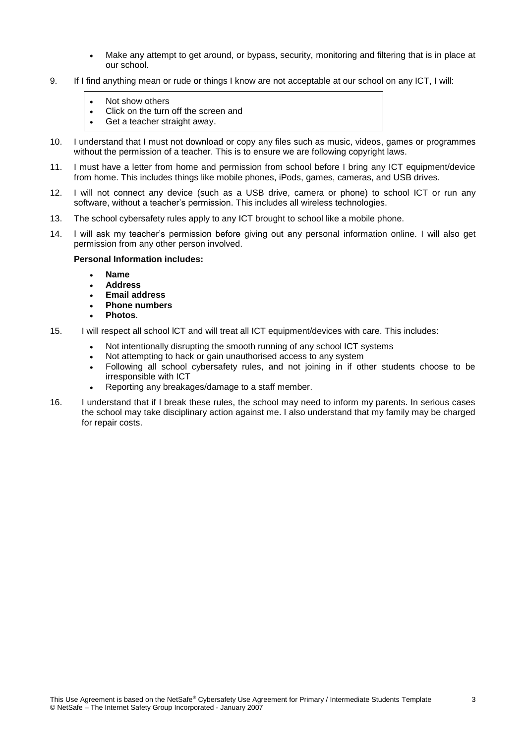- Make any attempt to get around, or bypass, security, monitoring and filtering that is in place at our school.

9. If I find anything mean or rude or things I know are not acceptable at our school on any ICT, I will:

   - Not show others
   - Click on the turn off the screen and
   - Get a teacher straight away.

10. I understand that I must not download or copy any files such as music, videos, games or programmes without the permission of a teacher. This is to ensure we are following copyright laws.

11. I must have a letter from home and permission from school before I bring any ICT equipment/device from home. This includes things like mobile phones, iPods, games, cameras, and USB drives.

12. I will not connect any device (such as a USB drive, camera or phone) to school ICT or run any software, without a teacher's permission. This includes all wireless technologies.

13. The school cybersafety rules apply to any ICT brought to school like a mobile phone.

14. I will ask my teacher's permission before giving out any personal information online. I will also get permission from any other person involved.

    **Personal Information includes:**

    - **Name**
    - **Address**
    - **Email address**
    - **Phone numbers**
    - **Photos**.

15. I will respect all school lCT and will treat all ICT equipment/devices with care. This includes:

    - Not intentionally disrupting the smooth running of any school ICT systems
    - Not attempting to hack or gain unauthorised access to any system
    - Following all school cybersafety rules, and not joining in if other students choose to be irresponsible with ICT
    - Reporting any breakages/damage to a staff member.

16. I understand that if I break these rules, the school may need to inform my parents. In serious cases the school may take disciplinary action against me. I also understand that my family may be charged for repair costs.

This Use Agreement is based on the NetSafe® Cybersafety Use Agreement for Primary / Intermediate Students Template
© NetSafe – The Internet Safety Group Incorporated - January 2007